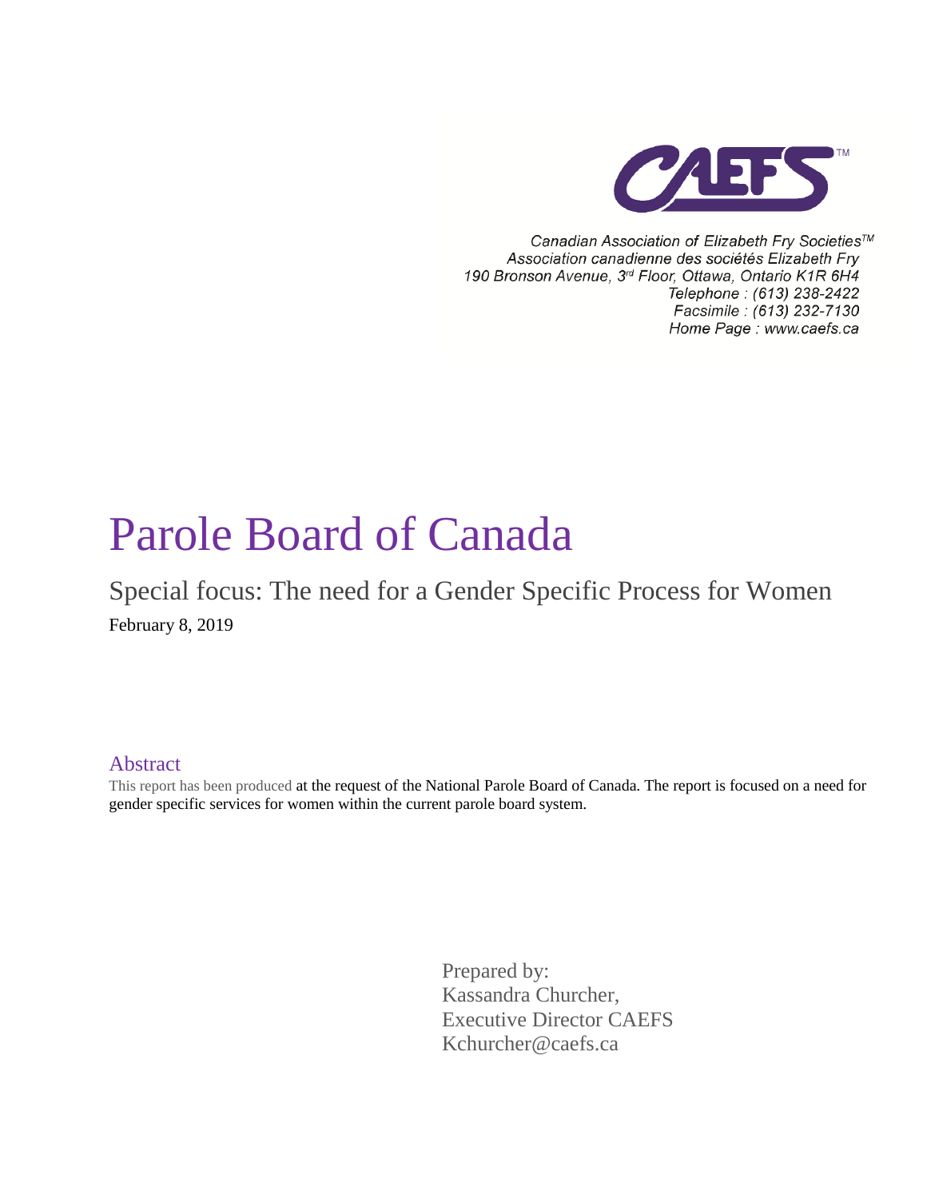CAEFS™

Canadian Association of Elizabeth Fry Societies™
Association canadienne des sociétés Elizabeth Fry
190 Bronson Avenue, 3rd Floor, Ottawa, Ontario K1R 6H4
Telephone : (613) 238-2422
Facsimile : (613) 232-7130
Home Page : www.caefs.ca

# Parole Board of Canada

## Special focus: The need for a Gender Specific Process for Women

February 8, 2019

### Abstract

This report has been produced at the request of the National Parole Board of Canada. The report is focused on a need for gender specific services for women within the current parole board system.

Prepared by:
Kassandra Churcher,
Executive Director CAEFS
Kchurcher@caefs.ca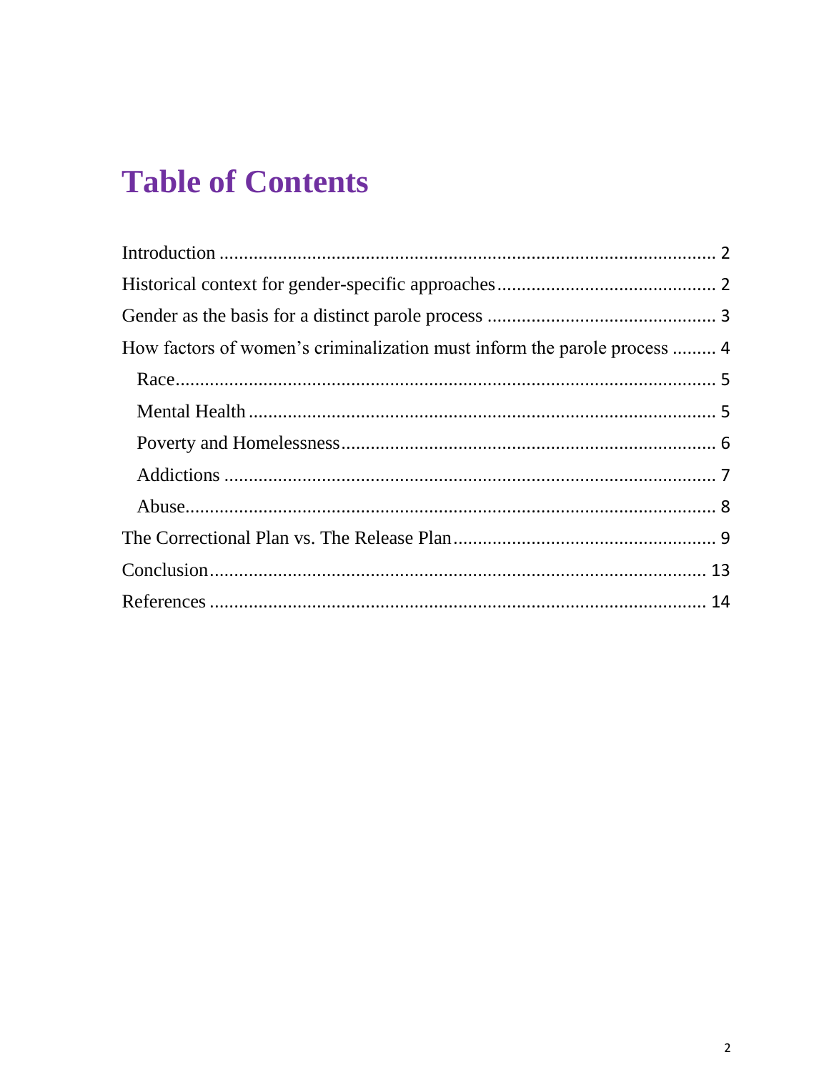# Table of Contents

Introduction ..................................................................................................... 2

Historical context for gender-specific approaches ............................................ 2

Gender as the basis for a distinct parole process .............................................. 3

How factors of women's criminalization must inform the parole process ......... 4

- Race ............................................................................................................. 5
- Mental Health ............................................................................................... 5
- Poverty and Homelessness ............................................................................ 6
- Addictions .................................................................................................... 7
- Abuse ............................................................................................................ 8

The Correctional Plan vs. The Release Plan ...................................................... 9

Conclusion ..................................................................................................... 13

References ..................................................................................................... 14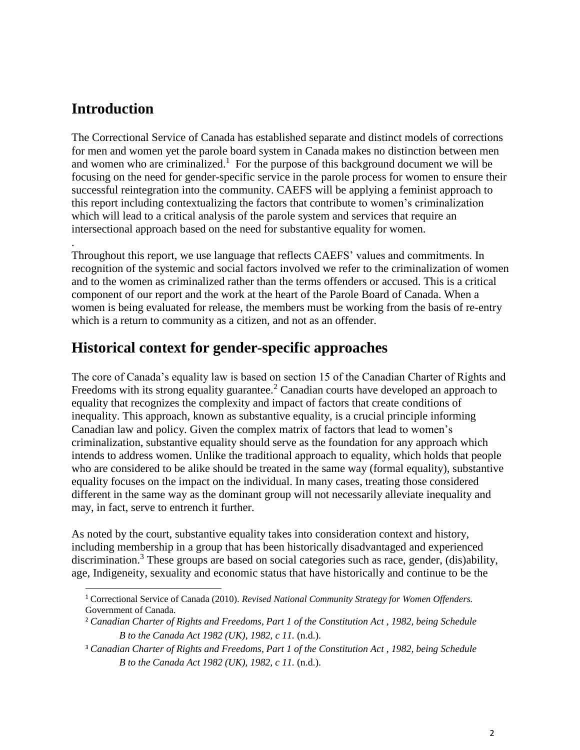## Introduction

The Correctional Service of Canada has established separate and distinct models of corrections for men and women yet the parole board system in Canada makes no distinction between men and women who are criminalized.[1] For the purpose of this background document we will be focusing on the need for gender-specific service in the parole process for women to ensure their successful reintegration into the community. CAEFS will be applying a feminist approach to this report including contextualizing the factors that contribute to women's criminalization which will lead to a critical analysis of the parole system and services that require an intersectional approach based on the need for substantive equality for women.

.

Throughout this report, we use language that reflects CAEFS' values and commitments. In recognition of the systemic and social factors involved we refer to the criminalization of women and to the women as criminalized rather than the terms offenders or accused. This is a critical component of our report and the work at the heart of the Parole Board of Canada. When a women is being evaluated for release, the members must be working from the basis of re-entry which is a return to community as a citizen, and not as an offender.

## Historical context for gender-specific approaches

The core of Canada's equality law is based on section 15 of the Canadian Charter of Rights and Freedoms with its strong equality guarantee.[2] Canadian courts have developed an approach to equality that recognizes the complexity and impact of factors that create conditions of inequality. This approach, known as substantive equality, is a crucial principle informing Canadian law and policy. Given the complex matrix of factors that lead to women's criminalization, substantive equality should serve as the foundation for any approach which intends to address women. Unlike the traditional approach to equality, which holds that people who are considered to be alike should be treated in the same way (formal equality), substantive equality focuses on the impact on the individual. In many cases, treating those considered different in the same way as the dominant group will not necessarily alleviate inequality and may, in fact, serve to entrench it further.

As noted by the court, substantive equality takes into consideration context and history, including membership in a group that has been historically disadvantaged and experienced discrimination.[3] These groups are based on social categories such as race, gender, (dis)ability, age, Indigeneity, sexuality and economic status that have historically and continue to be the

---

[1] Correctional Service of Canada (2010). *Revised National Community Strategy for Women Offenders.* Government of Canada.

[2] *Canadian Charter of Rights and Freedoms, Part 1 of the Constitution Act , 1982, being Schedule B to the Canada Act 1982 (UK), 1982, c 11.* (n.d.).

[3] *Canadian Charter of Rights and Freedoms, Part 1 of the Constitution Act , 1982, being Schedule B to the Canada Act 1982 (UK), 1982, c 11.* (n.d.).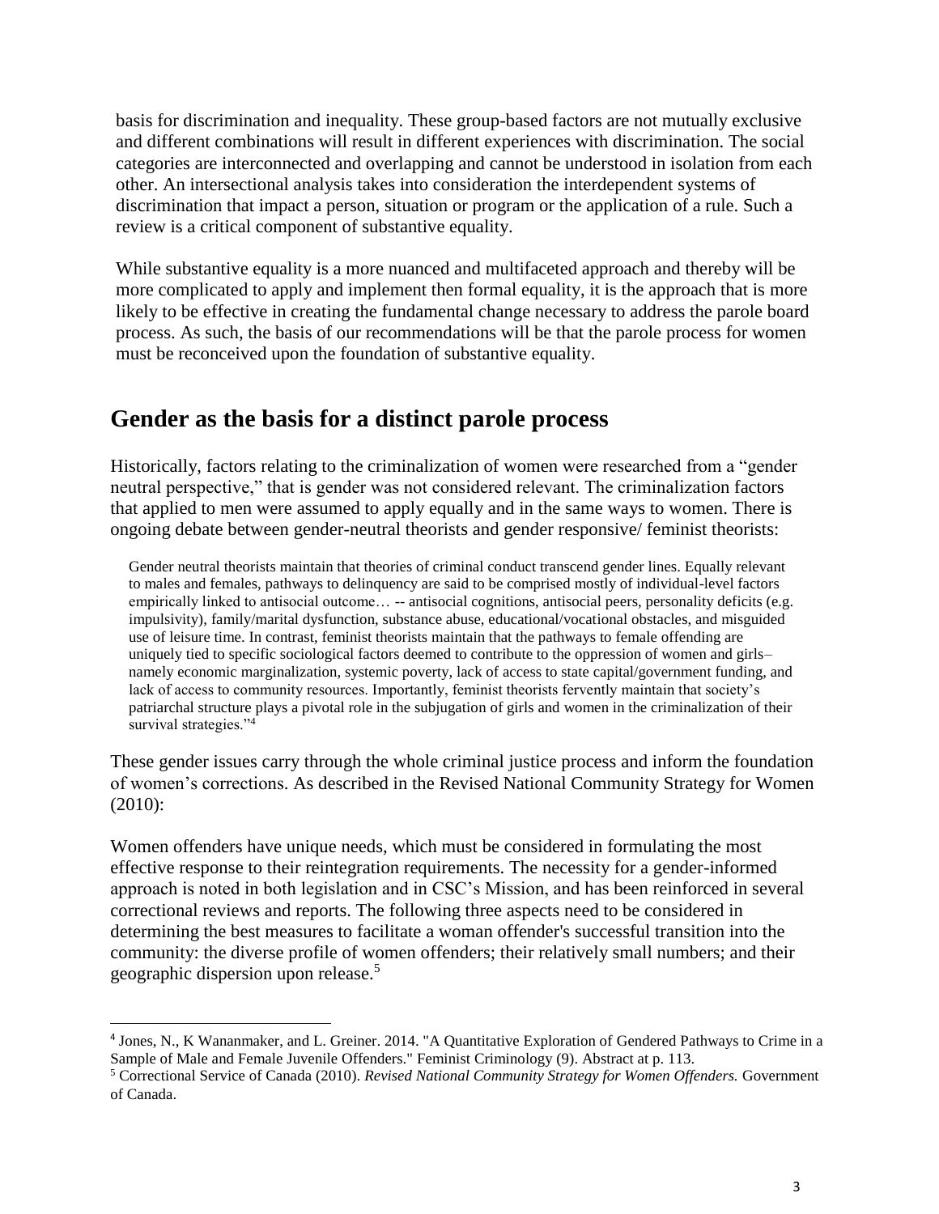basis for discrimination and inequality. These group-based factors are not mutually exclusive and different combinations will result in different experiences with discrimination. The social categories are interconnected and overlapping and cannot be understood in isolation from each other. An intersectional analysis takes into consideration the interdependent systems of discrimination that impact a person, situation or program or the application of a rule. Such a review is a critical component of substantive equality.

While substantive equality is a more nuanced and multifaceted approach and thereby will be more complicated to apply and implement then formal equality, it is the approach that is more likely to be effective in creating the fundamental change necessary to address the parole board process. As such, the basis of our recommendations will be that the parole process for women must be reconceived upon the foundation of substantive equality.

## Gender as the basis for a distinct parole process

Historically, factors relating to the criminalization of women were researched from a "gender neutral perspective," that is gender was not considered relevant. The criminalization factors that applied to men were assumed to apply equally and in the same ways to women. There is ongoing debate between gender-neutral theorists and gender responsive/ feminist theorists:

> Gender neutral theorists maintain that theories of criminal conduct transcend gender lines. Equally relevant to males and females, pathways to delinquency are said to be comprised mostly of individual-level factors empirically linked to antisocial outcome… -- antisocial cognitions, antisocial peers, personality deficits (e.g. impulsivity), family/marital dysfunction, substance abuse, educational/vocational obstacles, and misguided use of leisure time. In contrast, feminist theorists maintain that the pathways to female offending are uniquely tied to specific sociological factors deemed to contribute to the oppression of women and girls– namely economic marginalization, systemic poverty, lack of access to state capital/government funding, and lack of access to community resources. Importantly, feminist theorists fervently maintain that society's patriarchal structure plays a pivotal role in the subjugation of girls and women in the criminalization of their survival strategies."[4]

These gender issues carry through the whole criminal justice process and inform the foundation of women's corrections. As described in the Revised National Community Strategy for Women (2010):

Women offenders have unique needs, which must be considered in formulating the most effective response to their reintegration requirements. The necessity for a gender-informed approach is noted in both legislation and in CSC's Mission, and has been reinforced in several correctional reviews and reports. The following three aspects need to be considered in determining the best measures to facilitate a woman offender's successful transition into the community: the diverse profile of women offenders; their relatively small numbers; and their geographic dispersion upon release.[5]

---

[4] Jones, N., K Wananmaker, and L. Greiner. 2014. "A Quantitative Exploration of Gendered Pathways to Crime in a Sample of Male and Female Juvenile Offenders." Feminist Criminology (9). Abstract at p. 113.

[5] Correctional Service of Canada (2010). *Revised National Community Strategy for Women Offenders.* Government of Canada.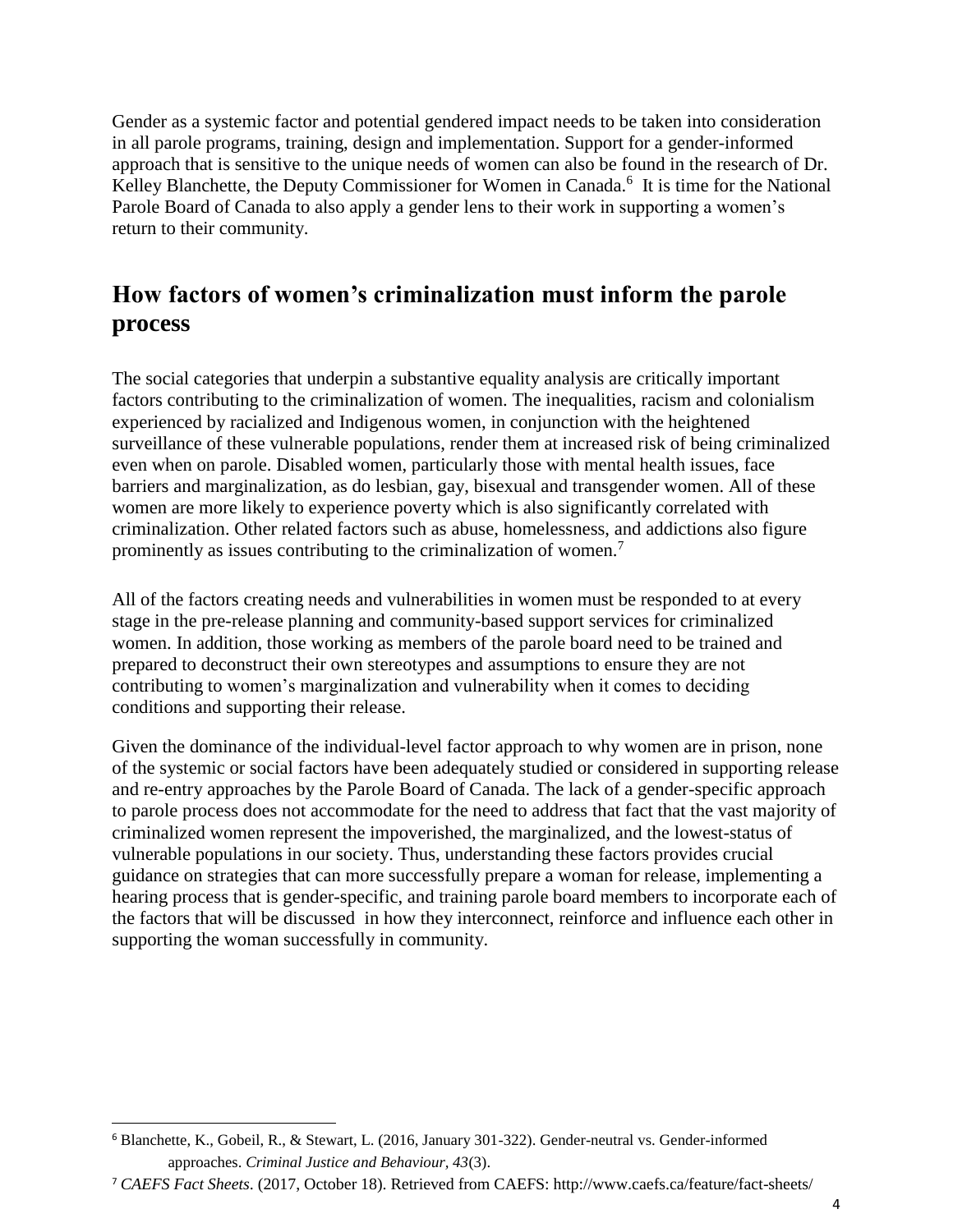Gender as a systemic factor and potential gendered impact needs to be taken into consideration in all parole programs, training, design and implementation. Support for a gender-informed approach that is sensitive to the unique needs of women can also be found in the research of Dr. Kelley Blanchette, the Deputy Commissioner for Women in Canada.[6] It is time for the National Parole Board of Canada to also apply a gender lens to their work in supporting a women's return to their community.

## How factors of women's criminalization must inform the parole process

The social categories that underpin a substantive equality analysis are critically important factors contributing to the criminalization of women. The inequalities, racism and colonialism experienced by racialized and Indigenous women, in conjunction with the heightened surveillance of these vulnerable populations, render them at increased risk of being criminalized even when on parole. Disabled women, particularly those with mental health issues, face barriers and marginalization, as do lesbian, gay, bisexual and transgender women. All of these women are more likely to experience poverty which is also significantly correlated with criminalization. Other related factors such as abuse, homelessness, and addictions also figure prominently as issues contributing to the criminalization of women.[7]

All of the factors creating needs and vulnerabilities in women must be responded to at every stage in the pre-release planning and community-based support services for criminalized women. In addition, those working as members of the parole board need to be trained and prepared to deconstruct their own stereotypes and assumptions to ensure they are not contributing to women's marginalization and vulnerability when it comes to deciding conditions and supporting their release.

Given the dominance of the individual-level factor approach to why women are in prison, none of the systemic or social factors have been adequately studied or considered in supporting release and re-entry approaches by the Parole Board of Canada. The lack of a gender-specific approach to parole process does not accommodate for the need to address that fact that the vast majority of criminalized women represent the impoverished, the marginalized, and the lowest-status of vulnerable populations in our society. Thus, understanding these factors provides crucial guidance on strategies that can more successfully prepare a woman for release, implementing a hearing process that is gender-specific, and training parole board members to incorporate each of the factors that will be discussed in how they interconnect, reinforce and influence each other in supporting the woman successfully in community.

---

[6] Blanchette, K., Gobeil, R., & Stewart, L. (2016, January 301-322). Gender-neutral vs. Gender-informed approaches. *Criminal Justice and Behaviour, 43*(3).

[7] *CAEFS Fact Sheets*. (2017, October 18). Retrieved from CAEFS: http://www.caefs.ca/feature/fact-sheets/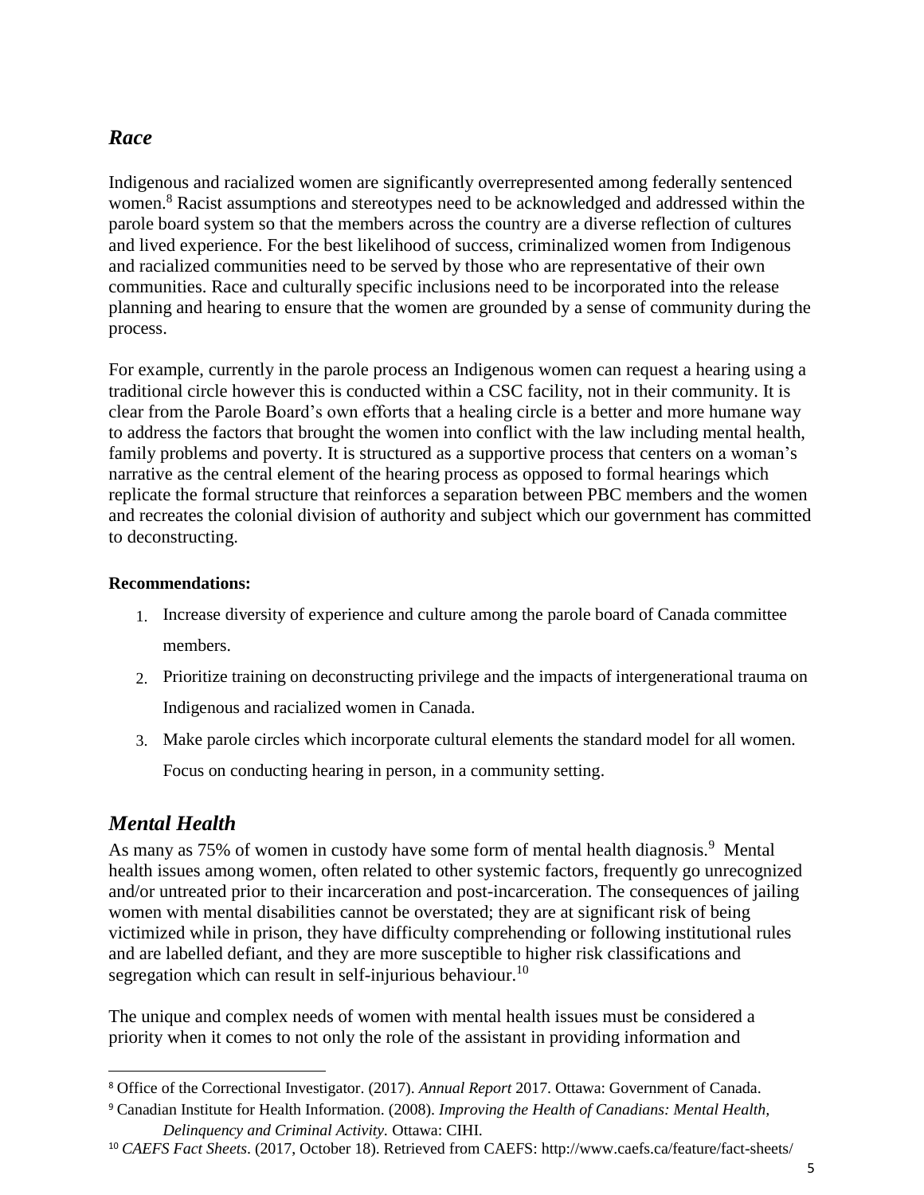## *Race*

Indigenous and racialized women are significantly overrepresented among federally sentenced women.[8] Racist assumptions and stereotypes need to be acknowledged and addressed within the parole board system so that the members across the country are a diverse reflection of cultures and lived experience. For the best likelihood of success, criminalized women from Indigenous and racialized communities need to be served by those who are representative of their own communities. Race and culturally specific inclusions need to be incorporated into the release planning and hearing to ensure that the women are grounded by a sense of community during the process.

For example, currently in the parole process an Indigenous women can request a hearing using a traditional circle however this is conducted within a CSC facility, not in their community. It is clear from the Parole Board's own efforts that a healing circle is a better and more humane way to address the factors that brought the women into conflict with the law including mental health, family problems and poverty. It is structured as a supportive process that centers on a woman's narrative as the central element of the hearing process as opposed to formal hearings which replicate the formal structure that reinforces a separation between PBC members and the women and recreates the colonial division of authority and subject which our government has committed to deconstructing.

**Recommendations:**

1. Increase diversity of experience and culture among the parole board of Canada committee members.
2. Prioritize training on deconstructing privilege and the impacts of intergenerational trauma on Indigenous and racialized women in Canada.
3. Make parole circles which incorporate cultural elements the standard model for all women. Focus on conducting hearing in person, in a community setting.

## *Mental Health*

As many as 75% of women in custody have some form of mental health diagnosis.[9] Mental health issues among women, often related to other systemic factors, frequently go unrecognized and/or untreated prior to their incarceration and post-incarceration. The consequences of jailing women with mental disabilities cannot be overstated; they are at significant risk of being victimized while in prison, they have difficulty comprehending or following institutional rules and are labelled defiant, and they are more susceptible to higher risk classifications and segregation which can result in self-injurious behaviour.[10]

The unique and complex needs of women with mental health issues must be considered a priority when it comes to not only the role of the assistant in providing information and

---

[8] Office of the Correctional Investigator. (2017). *Annual Report* 2017. Ottawa: Government of Canada.

[9] Canadian Institute for Health Information. (2008). *Improving the Health of Canadians: Mental Health, Delinquency and Criminal Activity*. Ottawa: CIHI.

[10] *CAEFS Fact Sheets*. (2017, October 18). Retrieved from CAEFS: http://www.caefs.ca/feature/fact-sheets/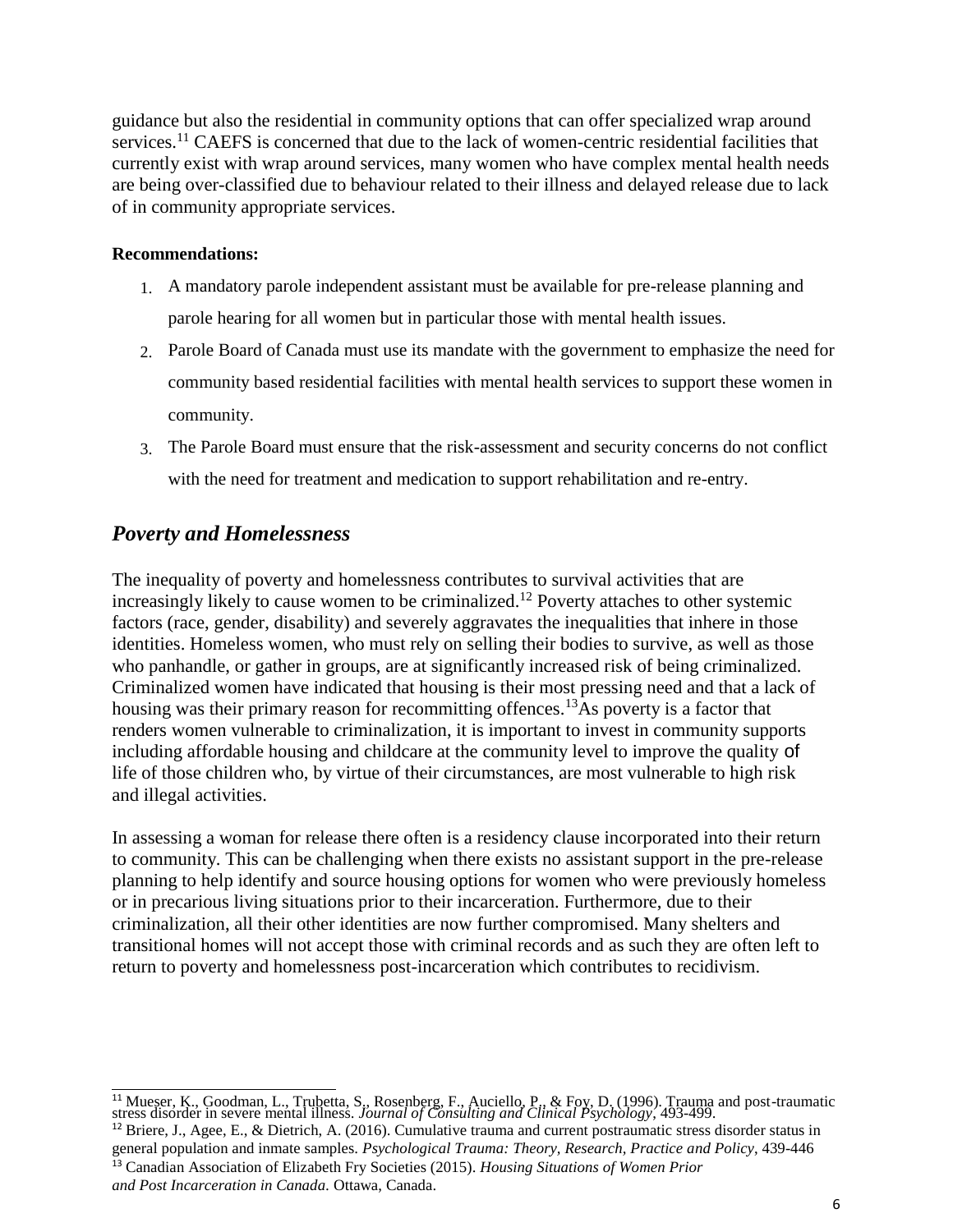guidance but also the residential in community options that can offer specialized wrap around services.[11] CAEFS is concerned that due to the lack of women-centric residential facilities that currently exist with wrap around services, many women who have complex mental health needs are being over-classified due to behaviour related to their illness and delayed release due to lack of in community appropriate services.

**Recommendations:**

1. A mandatory parole independent assistant must be available for pre-release planning and parole hearing for all women but in particular those with mental health issues.
2. Parole Board of Canada must use its mandate with the government to emphasize the need for community based residential facilities with mental health services to support these women in community.
3. The Parole Board must ensure that the risk-assessment and security concerns do not conflict with the need for treatment and medication to support rehabilitation and re-entry.

## *Poverty and Homelessness*

The inequality of poverty and homelessness contributes to survival activities that are increasingly likely to cause women to be criminalized.[12] Poverty attaches to other systemic factors (race, gender, disability) and severely aggravates the inequalities that inhere in those identities. Homeless women, who must rely on selling their bodies to survive, as well as those who panhandle, or gather in groups, are at significantly increased risk of being criminalized. Criminalized women have indicated that housing is their most pressing need and that a lack of housing was their primary reason for recommitting offences.[13]As poverty is a factor that renders women vulnerable to criminalization, it is important to invest in community supports including affordable housing and childcare at the community level to improve the quality of life of those children who, by virtue of their circumstances, are most vulnerable to high risk and illegal activities.

In assessing a woman for release there often is a residency clause incorporated into their return to community. This can be challenging when there exists no assistant support in the pre-release planning to help identify and source housing options for women who were previously homeless or in precarious living situations prior to their incarceration. Furthermore, due to their criminalization, all their other identities are now further compromised. Many shelters and transitional homes will not accept those with criminal records and as such they are often left to return to poverty and homelessness post-incarceration which contributes to recidivism.

---

[11] Mueser, K., Goodman, L., Trubetta, S., Rosenberg, F., Auciello, P., & Foy, D. (1996). Trauma and post-traumatic stress disorder in severe mental illness. *Journal of Consulting and Clinical Psychology*, 493-499.

[12] Briere, J., Agee, E., & Dietrich, A. (2016). Cumulative trauma and current postraumatic stress disorder status in general population and inmate samples. *Psychological Trauma: Theory, Research, Practice and Policy*, 439-446

[13] Canadian Association of Elizabeth Fry Societies (2015). *Housing Situations of Women Prior and Post Incarceration in Canada.* Ottawa, Canada.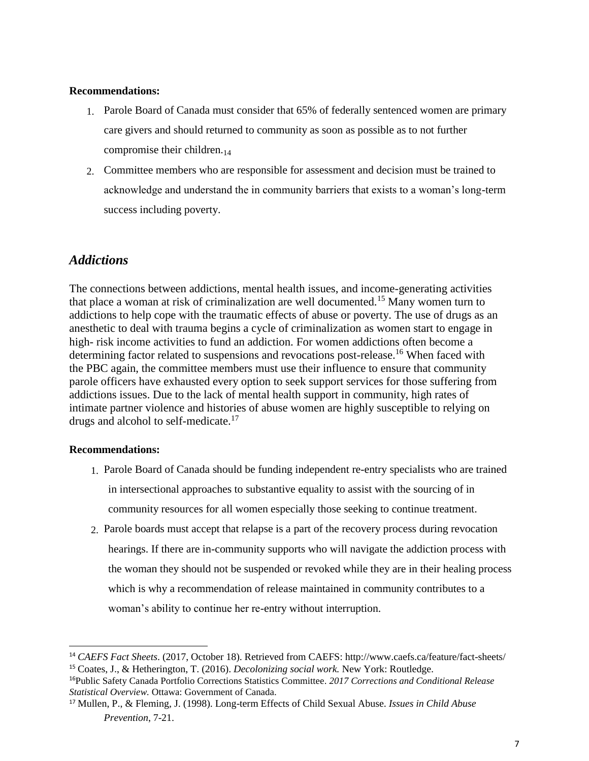**Recommendations:**

1. Parole Board of Canada must consider that 65% of federally sentenced women are primary care givers and should returned to community as soon as possible as to not further compromise their children.[14]
2. Committee members who are responsible for assessment and decision must be trained to acknowledge and understand the in community barriers that exists to a woman's long-term success including poverty.

## *Addictions*

The connections between addictions, mental health issues, and income-generating activities that place a woman at risk of criminalization are well documented.[15] Many women turn to addictions to help cope with the traumatic effects of abuse or poverty. The use of drugs as an anesthetic to deal with trauma begins a cycle of criminalization as women start to engage in high- risk income activities to fund an addiction. For women addictions often become a determining factor related to suspensions and revocations post-release.[16] When faced with the PBC again, the committee members must use their influence to ensure that community parole officers have exhausted every option to seek support services for those suffering from addictions issues. Due to the lack of mental health support in community, high rates of intimate partner violence and histories of abuse women are highly susceptible to relying on drugs and alcohol to self-medicate.[17]

**Recommendations:**

1. Parole Board of Canada should be funding independent re-entry specialists who are trained in intersectional approaches to substantive equality to assist with the sourcing of in community resources for all women especially those seeking to continue treatment.
2. Parole boards must accept that relapse is a part of the recovery process during revocation hearings. If there are in-community supports who will navigate the addiction process with the woman they should not be suspended or revoked while they are in their healing process which is why a recommendation of release maintained in community contributes to a woman's ability to continue her re-entry without interruption.

---

[14] *CAEFS Fact Sheets*. (2017, October 18). Retrieved from CAEFS: http://www.caefs.ca/feature/fact-sheets/

[15] Coates, J., & Hetherington, T. (2016). *Decolonizing social work.* New York: Routledge.

[16] Public Safety Canada Portfolio Corrections Statistics Committee. *2017 Corrections and Conditional Release Statistical Overview.* Ottawa: Government of Canada.

[17] Mullen, P., & Fleming, J. (1998). Long-term Effects of Child Sexual Abuse. *Issues in Child Abuse Prevention*, 7-21.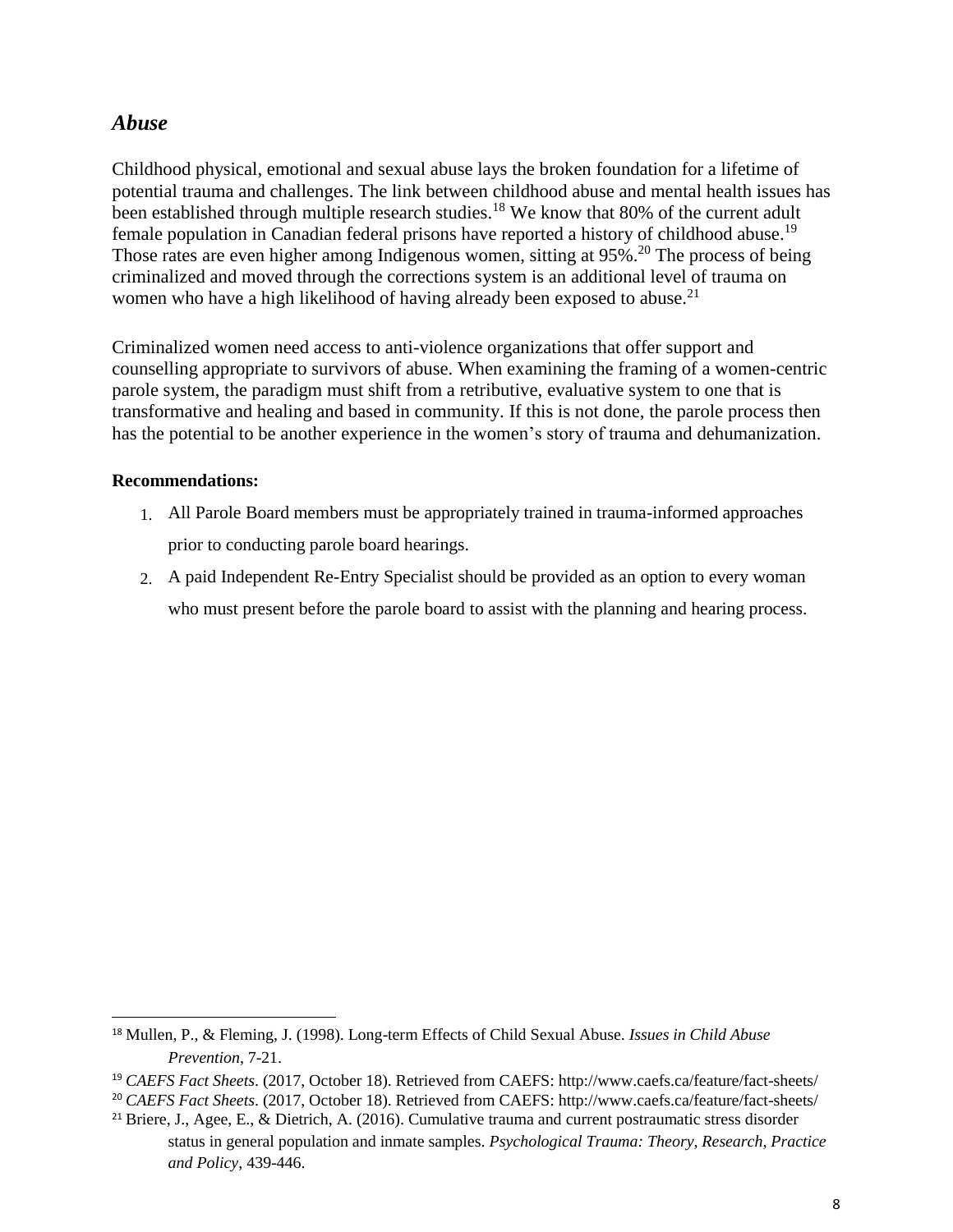## *Abuse*

Childhood physical, emotional and sexual abuse lays the broken foundation for a lifetime of potential trauma and challenges. The link between childhood abuse and mental health issues has been established through multiple research studies.[18] We know that 80% of the current adult female population in Canadian federal prisons have reported a history of childhood abuse.[19] Those rates are even higher among Indigenous women, sitting at 95%.[20] The process of being criminalized and moved through the corrections system is an additional level of trauma on women who have a high likelihood of having already been exposed to abuse.[21]

Criminalized women need access to anti-violence organizations that offer support and counselling appropriate to survivors of abuse. When examining the framing of a women-centric parole system, the paradigm must shift from a retributive, evaluative system to one that is transformative and healing and based in community. If this is not done, the parole process then has the potential to be another experience in the women's story of trauma and dehumanization.

**Recommendations:**

1. All Parole Board members must be appropriately trained in trauma-informed approaches prior to conducting parole board hearings.
2. A paid Independent Re-Entry Specialist should be provided as an option to every woman who must present before the parole board to assist with the planning and hearing process.

---

[18] Mullen, P., & Fleming, J. (1998). Long-term Effects of Child Sexual Abuse. *Issues in Child Abuse Prevention*, 7-21.

[19] *CAEFS Fact Sheets*. (2017, October 18). Retrieved from CAEFS: http://www.caefs.ca/feature/fact-sheets/

[20] *CAEFS Fact Sheets*. (2017, October 18). Retrieved from CAEFS: http://www.caefs.ca/feature/fact-sheets/

[21] Briere, J., Agee, E., & Dietrich, A. (2016). Cumulative trauma and current postraumatic stress disorder status in general population and inmate samples. *Psychological Trauma: Theory, Research, Practice and Policy*, 439-446.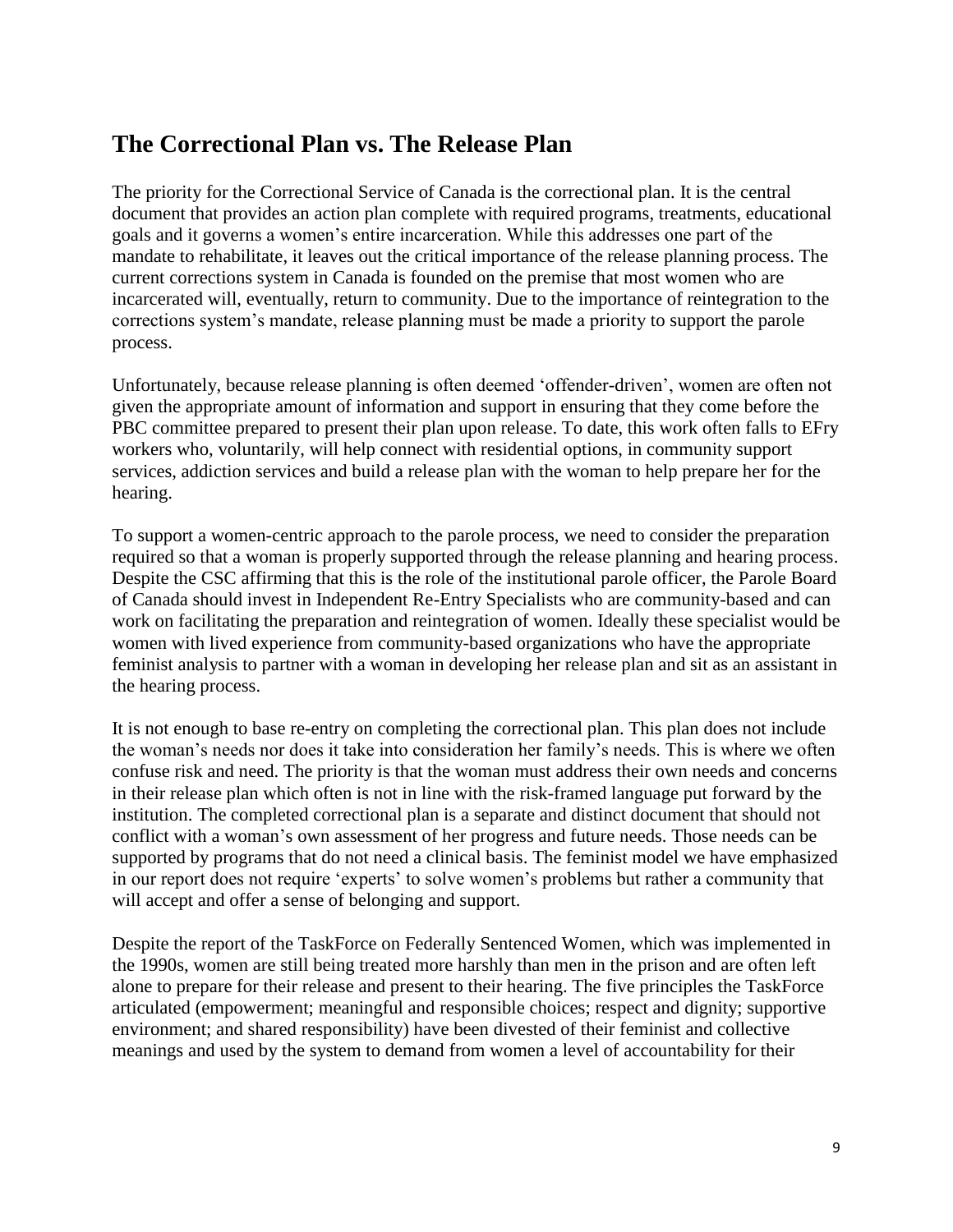## The Correctional Plan vs. The Release Plan

The priority for the Correctional Service of Canada is the correctional plan. It is the central document that provides an action plan complete with required programs, treatments, educational goals and it governs a women's entire incarceration. While this addresses one part of the mandate to rehabilitate, it leaves out the critical importance of the release planning process. The current corrections system in Canada is founded on the premise that most women who are incarcerated will, eventually, return to community. Due to the importance of reintegration to the corrections system's mandate, release planning must be made a priority to support the parole process.

Unfortunately, because release planning is often deemed 'offender-driven', women are often not given the appropriate amount of information and support in ensuring that they come before the PBC committee prepared to present their plan upon release. To date, this work often falls to EFry workers who, voluntarily, will help connect with residential options, in community support services, addiction services and build a release plan with the woman to help prepare her for the hearing.

To support a women-centric approach to the parole process, we need to consider the preparation required so that a woman is properly supported through the release planning and hearing process. Despite the CSC affirming that this is the role of the institutional parole officer, the Parole Board of Canada should invest in Independent Re-Entry Specialists who are community-based and can work on facilitating the preparation and reintegration of women. Ideally these specialist would be women with lived experience from community-based organizations who have the appropriate feminist analysis to partner with a woman in developing her release plan and sit as an assistant in the hearing process.

It is not enough to base re-entry on completing the correctional plan. This plan does not include the woman's needs nor does it take into consideration her family's needs. This is where we often confuse risk and need. The priority is that the woman must address their own needs and concerns in their release plan which often is not in line with the risk-framed language put forward by the institution. The completed correctional plan is a separate and distinct document that should not conflict with a woman's own assessment of her progress and future needs. Those needs can be supported by programs that do not need a clinical basis. The feminist model we have emphasized in our report does not require 'experts' to solve women's problems but rather a community that will accept and offer a sense of belonging and support.

Despite the report of the TaskForce on Federally Sentenced Women, which was implemented in the 1990s, women are still being treated more harshly than men in the prison and are often left alone to prepare for their release and present to their hearing. The five principles the TaskForce articulated (empowerment; meaningful and responsible choices; respect and dignity; supportive environment; and shared responsibility) have been divested of their feminist and collective meanings and used by the system to demand from women a level of accountability for their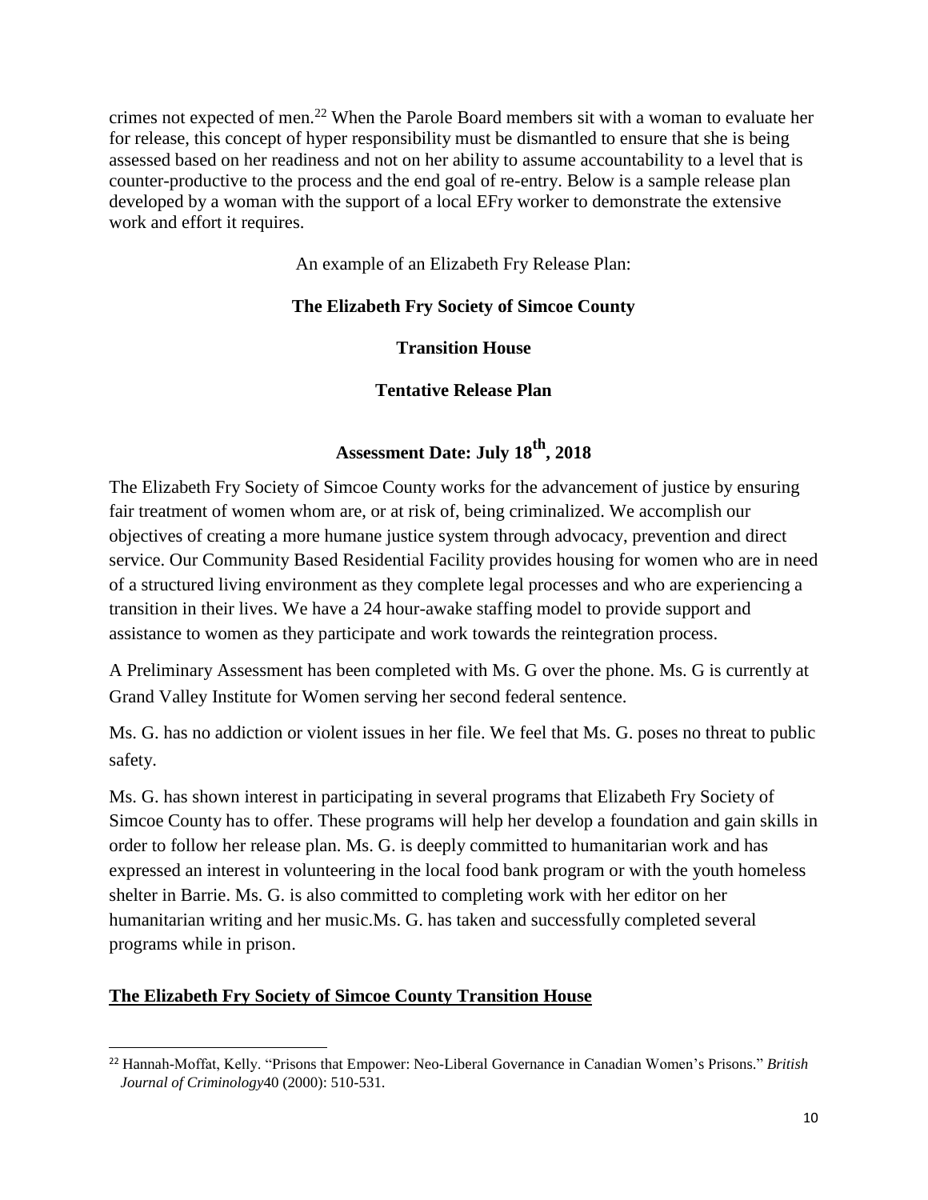crimes not expected of men.[22] When the Parole Board members sit with a woman to evaluate her for release, this concept of hyper responsibility must be dismantled to ensure that she is being assessed based on her readiness and not on her ability to assume accountability to a level that is counter-productive to the process and the end goal of re-entry. Below is a sample release plan developed by a woman with the support of a local EFry worker to demonstrate the extensive work and effort it requires.

An example of an Elizabeth Fry Release Plan:

**The Elizabeth Fry Society of Simcoe County**

**Transition House**

**Tentative Release Plan**

**Assessment Date: July 18th, 2018**

The Elizabeth Fry Society of Simcoe County works for the advancement of justice by ensuring fair treatment of women whom are, or at risk of, being criminalized. We accomplish our objectives of creating a more humane justice system through advocacy, prevention and direct service. Our Community Based Residential Facility provides housing for women who are in need of a structured living environment as they complete legal processes and who are experiencing a transition in their lives. We have a 24 hour-awake staffing model to provide support and assistance to women as they participate and work towards the reintegration process.

A Preliminary Assessment has been completed with Ms. G over the phone. Ms. G is currently at Grand Valley Institute for Women serving her second federal sentence.

Ms. G. has no addiction or violent issues in her file. We feel that Ms. G. poses no threat to public safety.

Ms. G. has shown interest in participating in several programs that Elizabeth Fry Society of Simcoe County has to offer. These programs will help her develop a foundation and gain skills in order to follow her release plan. Ms. G. is deeply committed to humanitarian work and has expressed an interest in volunteering in the local food bank program or with the youth homeless shelter in Barrie. Ms. G. is also committed to completing work with her editor on her humanitarian writing and her music.Ms. G. has taken and successfully completed several programs while in prison.

**The Elizabeth Fry Society of Simcoe County Transition House**

[22] Hannah-Moffat, Kelly. "Prisons that Empower: Neo-Liberal Governance in Canadian Women's Prisons." *British Journal of Criminology*40 (2000): 510-531.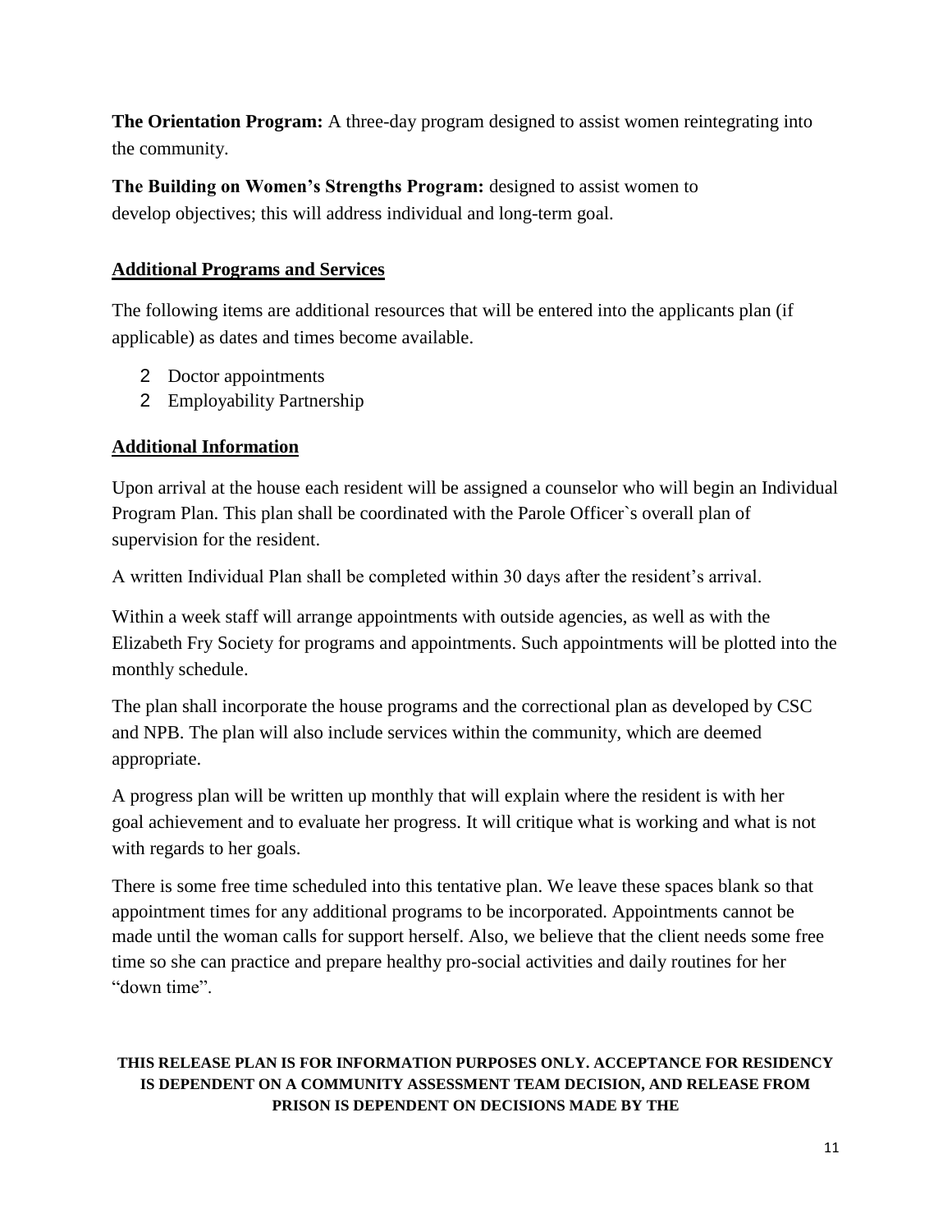**The Orientation Program:** A three-day program designed to assist women reintegrating into the community.

**The Building on Women's Strengths Program:** designed to assist women to develop objectives; this will address individual and long-term goal.

## Additional Programs and Services

The following items are additional resources that will be entered into the applicants plan (if applicable) as dates and times become available.

- Doctor appointments
- Employability Partnership

## Additional Information

Upon arrival at the house each resident will be assigned a counselor who will begin an Individual Program Plan. This plan shall be coordinated with the Parole Officer`s overall plan of supervision for the resident.

A written Individual Plan shall be completed within 30 days after the resident's arrival.

Within a week staff will arrange appointments with outside agencies, as well as with the Elizabeth Fry Society for programs and appointments. Such appointments will be plotted into the monthly schedule.

The plan shall incorporate the house programs and the correctional plan as developed by CSC and NPB. The plan will also include services within the community, which are deemed appropriate.

A progress plan will be written up monthly that will explain where the resident is with her goal achievement and to evaluate her progress. It will critique what is working and what is not with regards to her goals.

There is some free time scheduled into this tentative plan. We leave these spaces blank so that appointment times for any additional programs to be incorporated. Appointments cannot be made until the woman calls for support herself. Also, we believe that the client needs some free time so she can practice and prepare healthy pro-social activities and daily routines for her "down time".

**THIS RELEASE PLAN IS FOR INFORMATION PURPOSES ONLY. ACCEPTANCE FOR RESIDENCY IS DEPENDENT ON A COMMUNITY ASSESSMENT TEAM DECISION, AND RELEASE FROM PRISON IS DEPENDENT ON DECISIONS MADE BY THE**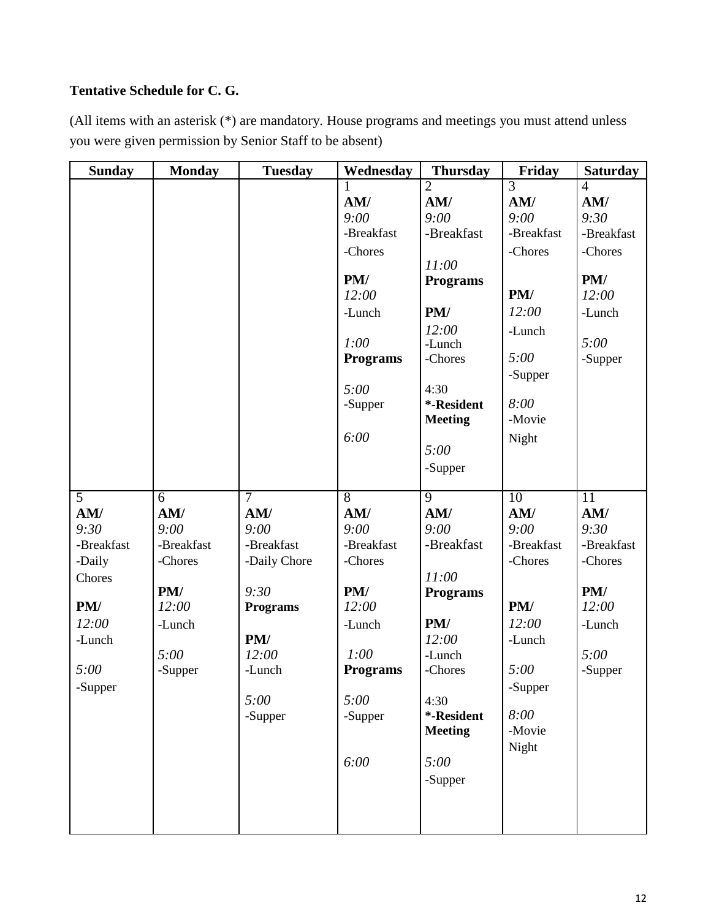**Tentative Schedule for C. G.**

(All items with an asterisk (*) are mandatory. House programs and meetings you must attend unless you were given permission by Senior Staff to be absent)

| Sunday | Monday | Tuesday | Wednesday | Thursday | Friday | Saturday |
|---|---|---|---|---|---|---|
| | | | 1<br>**AM/**<br>*9:00*<br>-Breakfast<br>-Chores<br><br>**PM/**<br>*12:00*<br>-Lunch<br><br>*1:00*<br>**Programs**<br><br>*5:00*<br>-Supper<br><br>*6:00* | 2<br>**AM/**<br>*9:00*<br>-Breakfast<br><br>*11:00*<br>**Programs**<br><br>**PM/**<br>*12:00*<br>-Lunch<br>-Chores<br><br>4:30<br>**\*-Resident Meeting**<br><br>*5:00*<br>-Supper | 3<br>**AM/**<br>*9:00*<br>-Breakfast<br>-Chores<br><br>**PM/**<br>*12:00*<br>-Lunch<br><br>*5:00*<br>-Supper<br><br>*8:00*<br>-Movie Night | 4<br>**AM/**<br>*9:30*<br>-Breakfast<br>-Chores<br><br>**PM/**<br>*12:00*<br>-Lunch<br><br>*5:00*<br>-Supper |
| 5<br>**AM/**<br>*9:30*<br>-Breakfast<br>-Daily Chores<br><br>**PM/**<br>*12:00*<br>-Lunch<br><br>*5:00*<br>-Supper | 6<br>**AM/**<br>*9:00*<br>-Breakfast<br>-Chores<br><br>**PM/**<br>*12:00*<br>-Lunch<br><br>*5:00*<br>-Supper | 7<br>**AM/**<br>*9:00*<br>-Breakfast<br>-Daily Chore<br><br>*9:30*<br>**Programs**<br><br>**PM/**<br>*12:00*<br>-Lunch<br><br>*5:00*<br>-Supper | 8<br>**AM/**<br>*9:00*<br>-Breakfast<br>-Chores<br><br>**PM/**<br>*12:00*<br>-Lunch<br><br>*1:00*<br>**Programs**<br><br>*5:00*<br>-Supper<br><br>*6:00* | 9<br>**AM/**<br>*9:00*<br>-Breakfast<br><br>*11:00*<br>**Programs**<br><br>**PM/**<br>*12:00*<br>-Lunch<br>-Chores<br><br>4:30<br>**\*-Resident Meeting**<br><br>*5:00*<br>-Supper | 10<br>**AM/**<br>*9:00*<br>-Breakfast<br>-Chores<br><br>**PM/**<br>*12:00*<br>-Lunch<br><br>*5:00*<br>-Supper<br><br>*8:00*<br>-Movie Night | 11<br>**AM/**<br>*9:30*<br>-Breakfast<br>-Chores<br><br>**PM/**<br>*12:00*<br>-Lunch<br><br>*5:00*<br>-Supper |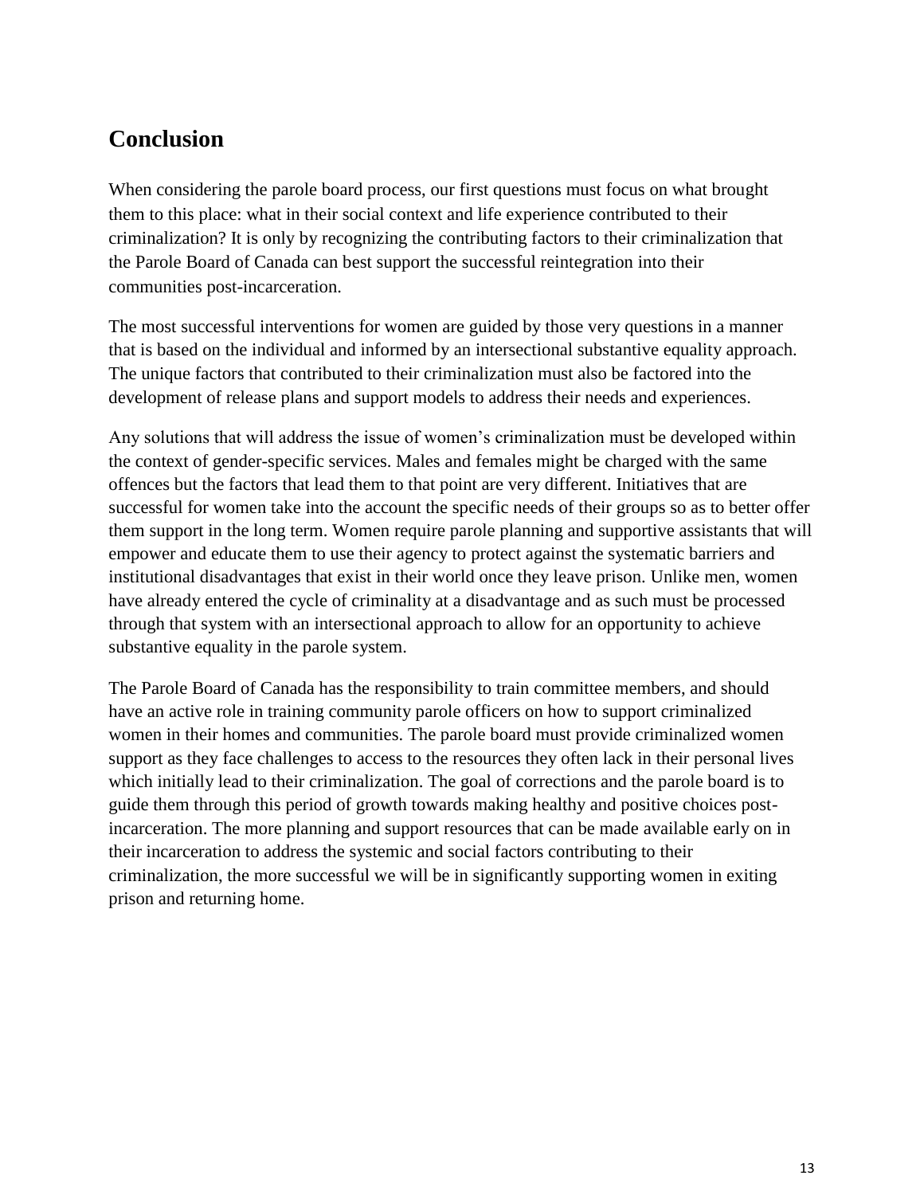## Conclusion

When considering the parole board process, our first questions must focus on what brought them to this place: what in their social context and life experience contributed to their criminalization? It is only by recognizing the contributing factors to their criminalization that the Parole Board of Canada can best support the successful reintegration into their communities post-incarceration.

The most successful interventions for women are guided by those very questions in a manner that is based on the individual and informed by an intersectional substantive equality approach. The unique factors that contributed to their criminalization must also be factored into the development of release plans and support models to address their needs and experiences.

Any solutions that will address the issue of women's criminalization must be developed within the context of gender-specific services. Males and females might be charged with the same offences but the factors that lead them to that point are very different. Initiatives that are successful for women take into the account the specific needs of their groups so as to better offer them support in the long term. Women require parole planning and supportive assistants that will empower and educate them to use their agency to protect against the systematic barriers and institutional disadvantages that exist in their world once they leave prison. Unlike men, women have already entered the cycle of criminality at a disadvantage and as such must be processed through that system with an intersectional approach to allow for an opportunity to achieve substantive equality in the parole system.

The Parole Board of Canada has the responsibility to train committee members, and should have an active role in training community parole officers on how to support criminalized women in their homes and communities. The parole board must provide criminalized women support as they face challenges to access to the resources they often lack in their personal lives which initially lead to their criminalization. The goal of corrections and the parole board is to guide them through this period of growth towards making healthy and positive choices post-incarceration. The more planning and support resources that can be made available early on in their incarceration to address the systemic and social factors contributing to their criminalization, the more successful we will be in significantly supporting women in exiting prison and returning home.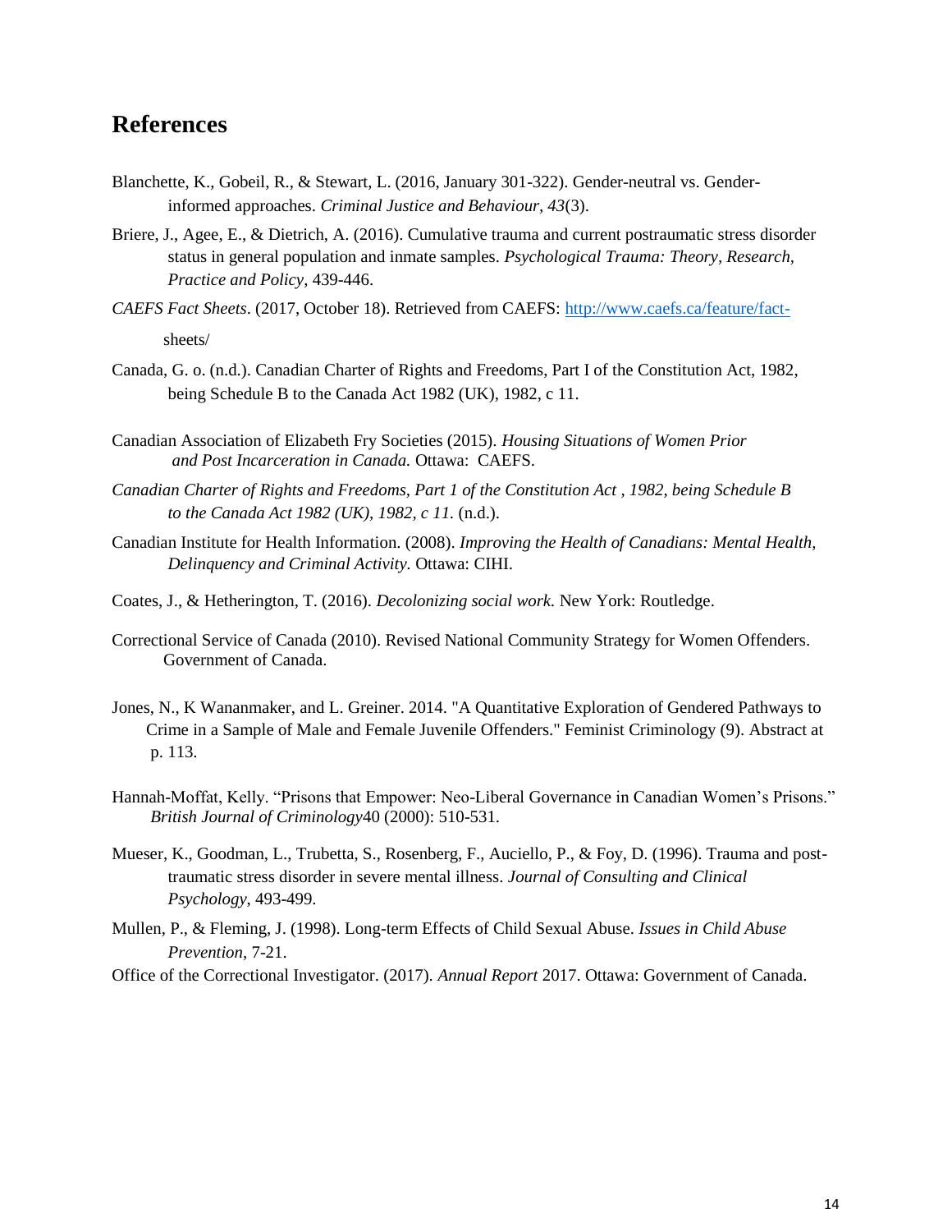# References

Blanchette, K., Gobeil, R., & Stewart, L. (2016, January 301-322). Gender-neutral vs. Gender-informed approaches. *Criminal Justice and Behaviour, 43*(3).

Briere, J., Agee, E., & Dietrich, A. (2016). Cumulative trauma and current postraumatic stress disorder status in general population and inmate samples. *Psychological Trauma: Theory, Research, Practice and Policy*, 439-446.

*CAEFS Fact Sheets*. (2017, October 18). Retrieved from CAEFS: http://www.caefs.ca/feature/fact-sheets/

Canada, G. o. (n.d.). Canadian Charter of Rights and Freedoms, Part I of the Constitution Act, 1982, being Schedule B to the Canada Act 1982 (UK), 1982, c 11.

Canadian Association of Elizabeth Fry Societies (2015). *Housing Situations of Women Prior and Post Incarceration in Canada.* Ottawa: CAEFS.

*Canadian Charter of Rights and Freedoms, Part 1 of the Constitution Act , 1982, being Schedule B to the Canada Act 1982 (UK), 1982, c 11.* (n.d.).

Canadian Institute for Health Information. (2008). *Improving the Health of Canadians: Mental Health, Delinquency and Criminal Activity.* Ottawa: CIHI.

Coates, J., & Hetherington, T. (2016). *Decolonizing social work.* New York: Routledge.

Correctional Service of Canada (2010). Revised National Community Strategy for Women Offenders. Government of Canada.

Jones, N., K Wananmaker, and L. Greiner. 2014. "A Quantitative Exploration of Gendered Pathways to Crime in a Sample of Male and Female Juvenile Offenders." Feminist Criminology (9). Abstract at p. 113.

Hannah-Moffat, Kelly. "Prisons that Empower: Neo-Liberal Governance in Canadian Women's Prisons." *British Journal of Criminology*40 (2000): 510-531.

Mueser, K., Goodman, L., Trubetta, S., Rosenberg, F., Auciello, P., & Foy, D. (1996). Trauma and post-traumatic stress disorder in severe mental illness. *Journal of Consulting and Clinical Psychology*, 493-499.

Mullen, P., & Fleming, J. (1998). Long-term Effects of Child Sexual Abuse. *Issues in Child Abuse Prevention*, 7-21.

Office of the Correctional Investigator. (2017). *Annual Report* 2017. Ottawa: Government of Canada.